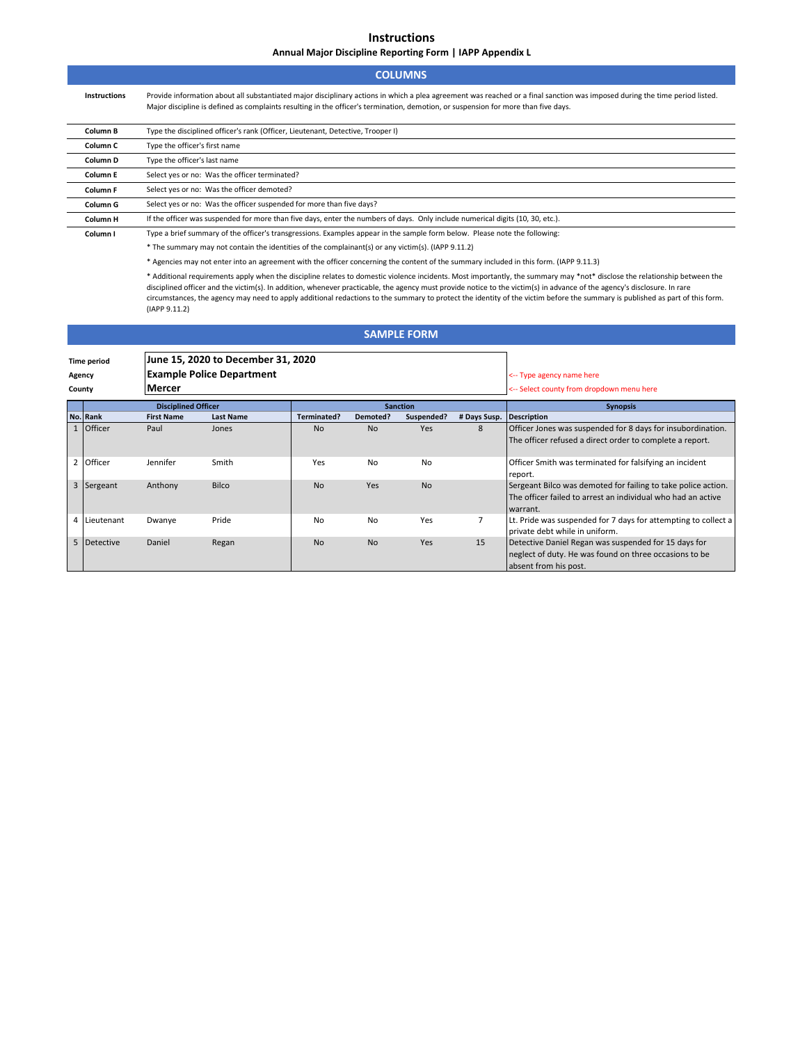# Instructions

## Annual Major Discipline Reporting Form | IAPP Appendix L

## COLUMNS

| | |
|---|---|
| **Instructions** | Provide information about all substantiated major disciplinary actions in which a plea agreement was reached or a final sanction was imposed during the time period listed. Major discipline is defined as complaints resulting in the officer's termination, demotion, or suspension for more than five days. |
| **Column B** | Type the disciplined officer's rank (Officer, Lieutenant, Detective, Trooper I) |
| **Column C** | Type the officer's first name |
| **Column D** | Type the officer's last name |
| **Column E** | Select yes or no: Was the officer terminated? |
| **Column F** | Select yes or no: Was the officer demoted? |
| **Column G** | Select yes or no: Was the officer suspended for more than five days? |
| **Column H** | If the officer was suspended for more than five days, enter the numbers of days. Only include numerical digits (10, 30, etc.). |
| **Column I** | Type a brief summary of the officer's transgressions. Examples appear in the sample form below. Please note the following: |

* The summary may not contain the identities of the complainant(s) or any victim(s). (IAPP 9.11.2)

* Agencies may not enter into an agreement with the officer concerning the content of the summary included in this form. (IAPP 9.11.3)

* Additional requirements apply when the discipline relates to domestic violence incidents. Most importantly, the summary may *not* disclose the relationship between the disciplined officer and the victim(s). In addition, whenever practicable, the agency must provide notice to the victim(s) in advance of the agency's disclosure. In rare circumstances, the agency may need to apply additional redactions to the summary to protect the identity of the victim before the summary is published as part of this form. (IAPP 9.11.2)

## SAMPLE FORM

| | | |
|---|---|---|
| **Time period** | **June 15, 2020 to December 31, 2020** | |
| **Agency** | **Example Police Department** | <-- Type agency name here |
| **County** | **Mercer** | <-- Select county from dropdown menu here |

| | Disciplined Officer | | | Sanction | | | | Synopsis |
|---|---|---|---|---|---|---|---|---|
| **No.** | **Rank** | **First Name** | **Last Name** | **Terminated?** | **Demoted?** | **Suspended?** | **# Days Susp.** | **Description** |
| 1 | Officer | Paul | Jones | No | No | Yes | 8 | Officer Jones was suspended for 8 days for insubordination. The officer refused a direct order to complete a report. |
| 2 | Officer | Jennifer | Smith | Yes | No | No | | Officer Smith was terminated for falsifying an incident report. |
| 3 | Sergeant | Anthony | Bilco | No | Yes | No | | Sergeant Bilco was demoted for failing to take police action. The officer failed to arrest an individual who had an active warrant. |
| 4 | Lieutenant | Dwanye | Pride | No | No | Yes | 7 | Lt. Pride was suspended for 7 days for attempting to collect a private debt while in uniform. |
| 5 | Detective | Daniel | Regan | No | No | Yes | 15 | Detective Daniel Regan was suspended for 15 days for neglect of duty. He was found on three occasions to be absent from his post. |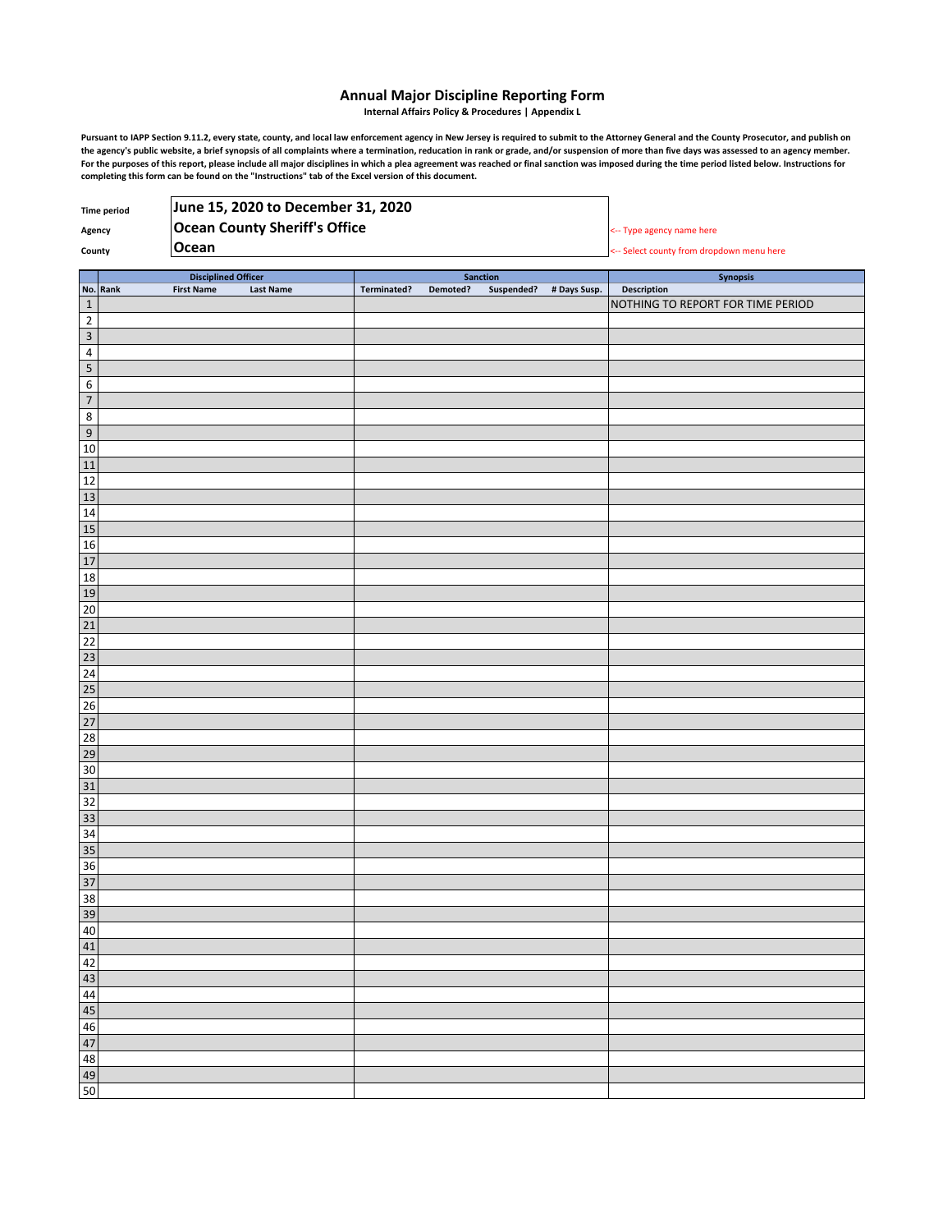# Annual Major Discipline Reporting Form

**Internal Affairs Policy & Procedures | Appendix L**

**Pursuant to IAPP Section 9.11.2, every state, county, and local law enforcement agency in New Jersey is required to submit to the Attorney General and the County Prosecutor, and publish on the agency's public website, a brief synopsis of all complaints where a termination, reduction in rank or grade, and/or suspension of more than five days was assessed to an agency member. For the purposes of this report, please include all major disciplines in which a plea agreement was reached or final sanction was imposed during the time period listed below. Instructions for completing this form can be found on the "Instructions" tab of the Excel version of this document.**

| | | |
|---|---|---|
| **Time period** | June 15, 2020 to December 31, 2020 | |
| **Agency** | Ocean County Sheriff's Office | <-- Type agency name here |
| **County** | Ocean | <-- Select county from dropdown menu here |

| | Disciplined Officer | | | Sanction | | | | Synopsis |
|---|---|---|---|---|---|---|---|---|
| **No.** | **Rank** | **First Name** | **Last Name** | **Terminated?** | **Demoted?** | **Suspended?** | **# Days Susp.** | **Description** |
| 1 | | | | | | | | NOTHING TO REPORT FOR TIME PERIOD |
| 2 | | | | | | | | |
| 3 | | | | | | | | |
| 4 | | | | | | | | |
| 5 | | | | | | | | |
| 6 | | | | | | | | |
| 7 | | | | | | | | |
| 8 | | | | | | | | |
| 9 | | | | | | | | |
| 10 | | | | | | | | |
| 11 | | | | | | | | |
| 12 | | | | | | | | |
| 13 | | | | | | | | |
| 14 | | | | | | | | |
| 15 | | | | | | | | |
| 16 | | | | | | | | |
| 17 | | | | | | | | |
| 18 | | | | | | | | |
| 19 | | | | | | | | |
| 20 | | | | | | | | |
| 21 | | | | | | | | |
| 22 | | | | | | | | |
| 23 | | | | | | | | |
| 24 | | | | | | | | |
| 25 | | | | | | | | |
| 26 | | | | | | | | |
| 27 | | | | | | | | |
| 28 | | | | | | | | |
| 29 | | | | | | | | |
| 30 | | | | | | | | |
| 31 | | | | | | | | |
| 32 | | | | | | | | |
| 33 | | | | | | | | |
| 34 | | | | | | | | |
| 35 | | | | | | | | |
| 36 | | | | | | | | |
| 37 | | | | | | | | |
| 38 | | | | | | | | |
| 39 | | | | | | | | |
| 40 | | | | | | | | |
| 41 | | | | | | | | |
| 42 | | | | | | | | |
| 43 | | | | | | | | |
| 44 | | | | | | | | |
| 45 | | | | | | | | |
| 46 | | | | | | | | |
| 47 | | | | | | | | |
| 48 | | | | | | | | |
| 49 | | | | | | | | |
| 50 | | | | | | | | |